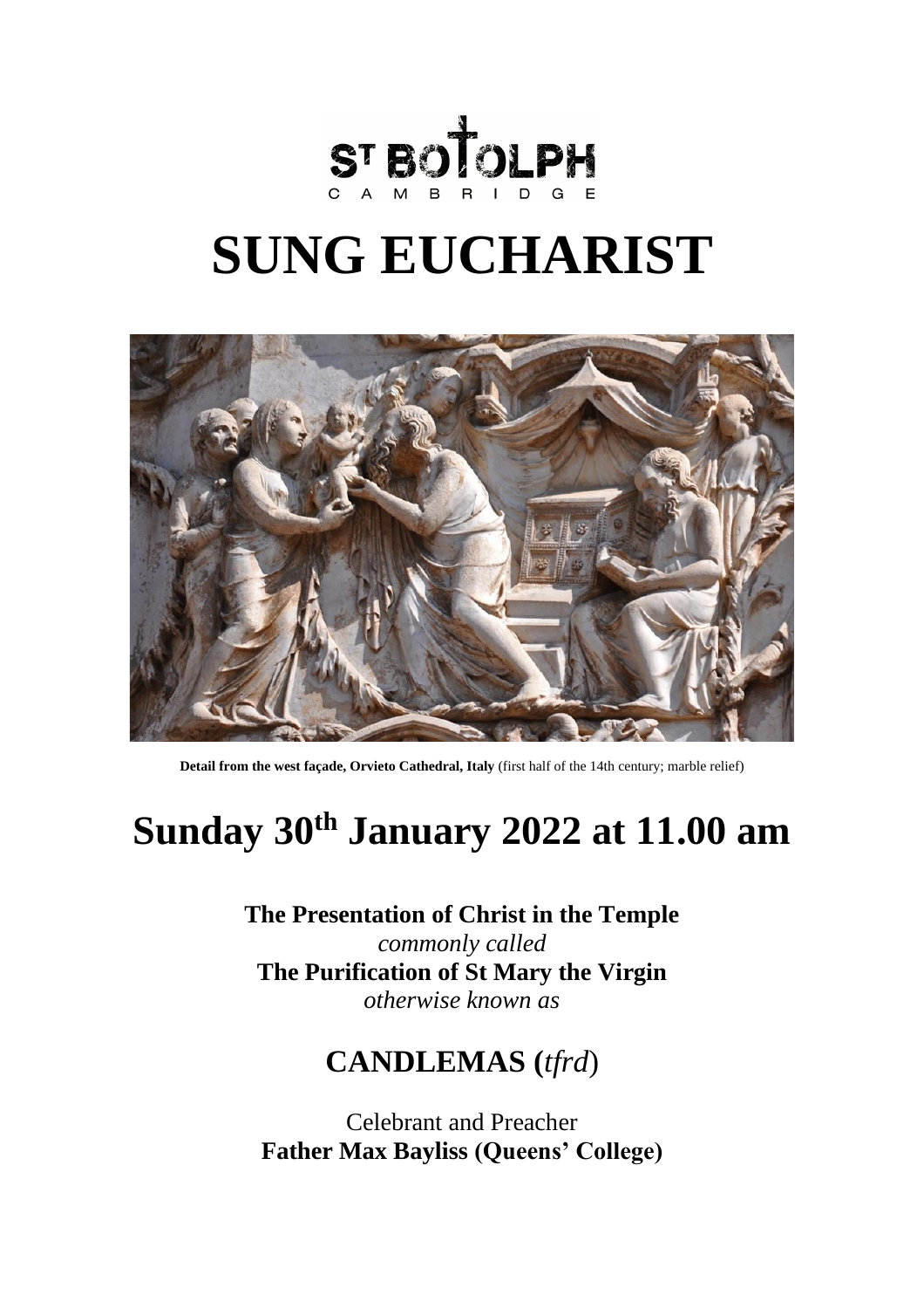ST BOTOLPH
CAMBRIDGE

# SUNG EUCHARIST

**Detail from the west façade, Orvieto Cathedral, Italy** (first half of the 14th century; marble relief)

# Sunday 30th January 2022 at 11.00 am

**The Presentation of Christ in the Temple**
*commonly called*
**The Purification of St Mary the Virgin**
*otherwise known as*

## CANDLEMAS (*tfrd*)

Celebrant and Preacher
**Father Max Bayliss (Queens' College)**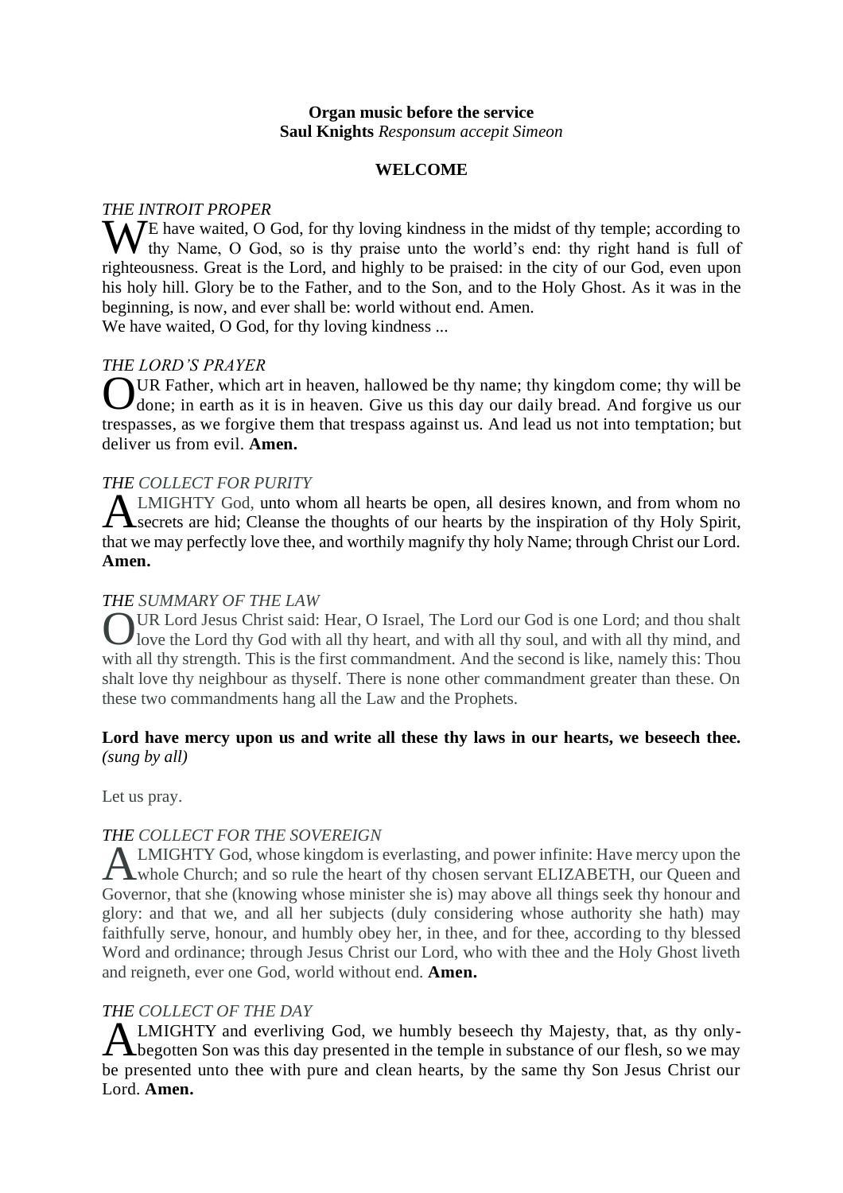**Organ music before the service**
**Saul Knights** *Responsum accepit Simeon*

**WELCOME**

*THE INTROIT PROPER*

WE have waited, O God, for thy loving kindness in the midst of thy temple; according to thy Name, O God, so is thy praise unto the world's end: thy right hand is full of righteousness. Great is the Lord, and highly to be praised: in the city of our God, even upon his holy hill. Glory be to the Father, and to the Son, and to the Holy Ghost. As it was in the beginning, is now, and ever shall be: world without end. Amen.
We have waited, O God, for thy loving kindness ...

*THE LORD'S PRAYER*

OUR Father, which art in heaven, hallowed be thy name; thy kingdom come; thy will be done; in earth as it is in heaven. Give us this day our daily bread. And forgive us our trespasses, as we forgive them that trespass against us. And lead us not into temptation; but deliver us from evil. **Amen.**

*THE COLLECT FOR PURITY*

ALMIGHTY God, unto whom all hearts be open, all desires known, and from whom no secrets are hid; Cleanse the thoughts of our hearts by the inspiration of thy Holy Spirit, that we may perfectly love thee, and worthily magnify thy holy Name; through Christ our Lord. **Amen.**

*THE SUMMARY OF THE LAW*

OUR Lord Jesus Christ said: Hear, O Israel, The Lord our God is one Lord; and thou shalt love the Lord thy God with all thy heart, and with all thy soul, and with all thy mind, and with all thy strength. This is the first commandment. And the second is like, namely this: Thou shalt love thy neighbour as thyself. There is none other commandment greater than these. On these two commandments hang all the Law and the Prophets.

**Lord have mercy upon us and write all these thy laws in our hearts, we beseech thee.** *(sung by all)*

Let us pray.

*THE COLLECT FOR THE SOVEREIGN*

ALMIGHTY God, whose kingdom is everlasting, and power infinite: Have mercy upon the whole Church; and so rule the heart of thy chosen servant ELIZABETH, our Queen and Governor, that she (knowing whose minister she is) may above all things seek thy honour and glory: and that we, and all her subjects (duly considering whose authority she hath) may faithfully serve, honour, and humbly obey her, in thee, and for thee, according to thy blessed Word and ordinance; through Jesus Christ our Lord, who with thee and the Holy Ghost liveth and reigneth, ever one God, world without end. **Amen.**

*THE COLLECT OF THE DAY*

ALMIGHTY and everliving God, we humbly beseech thy Majesty, that, as thy only-begotten Son was this day presented in the temple in substance of our flesh, so we may be presented unto thee with pure and clean hearts, by the same thy Son Jesus Christ our Lord. **Amen.**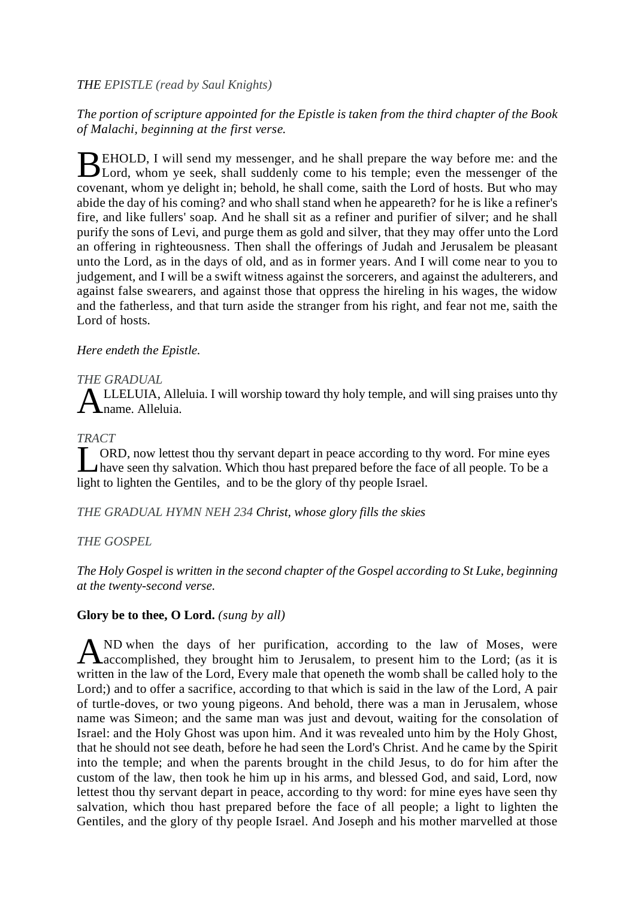*THE EPISTLE (read by Saul Knights)*

*The portion of scripture appointed for the Epistle is taken from the third chapter of the Book of Malachi, beginning at the first verse.*

BEHOLD, I will send my messenger, and he shall prepare the way before me: and the Lord, whom ye seek, shall suddenly come to his temple; even the messenger of the covenant, whom ye delight in; behold, he shall come, saith the Lord of hosts. But who may abide the day of his coming? and who shall stand when he appeareth? for he is like a refiner's fire, and like fullers' soap. And he shall sit as a refiner and purifier of silver; and he shall purify the sons of Levi, and purge them as gold and silver, that they may offer unto the Lord an offering in righteousness. Then shall the offerings of Judah and Jerusalem be pleasant unto the Lord, as in the days of old, and as in former years. And I will come near to you to judgement, and I will be a swift witness against the sorcerers, and against the adulterers, and against false swearers, and against those that oppress the hireling in his wages, the widow and the fatherless, and that turn aside the stranger from his right, and fear not me, saith the Lord of hosts.

*Here endeth the Epistle.*

*THE GRADUAL*

ALLELUIA, Alleluia. I will worship toward thy holy temple, and will sing praises unto thy name. Alleluia.

*TRACT*

LORD, now lettest thou thy servant depart in peace according to thy word. For mine eyes have seen thy salvation. Which thou hast prepared before the face of all people. To be a light to lighten the Gentiles, and to be the glory of thy people Israel.

*THE GRADUAL HYMN NEH 234 Christ, whose glory fills the skies*

*THE GOSPEL*

*The Holy Gospel is written in the second chapter of the Gospel according to St Luke, beginning at the twenty-second verse.*

**Glory be to thee, O Lord.** *(sung by all)*

AND when the days of her purification, according to the law of Moses, were accomplished, they brought him to Jerusalem, to present him to the Lord; (as it is written in the law of the Lord, Every male that openeth the womb shall be called holy to the Lord;) and to offer a sacrifice, according to that which is said in the law of the Lord, A pair of turtle-doves, or two young pigeons. And behold, there was a man in Jerusalem, whose name was Simeon; and the same man was just and devout, waiting for the consolation of Israel: and the Holy Ghost was upon him. And it was revealed unto him by the Holy Ghost, that he should not see death, before he had seen the Lord's Christ. And he came by the Spirit into the temple; and when the parents brought in the child Jesus, to do for him after the custom of the law, then took he him up in his arms, and blessed God, and said, Lord, now lettest thou thy servant depart in peace, according to thy word: for mine eyes have seen thy salvation, which thou hast prepared before the face of all people; a light to lighten the Gentiles, and the glory of thy people Israel. And Joseph and his mother marvelled at those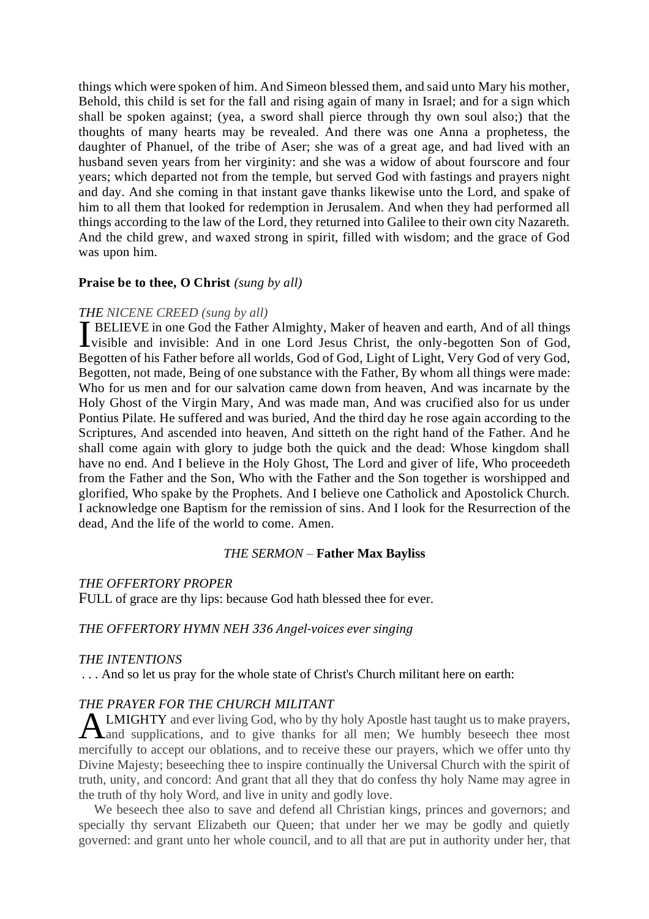things which were spoken of him. And Simeon blessed them, and said unto Mary his mother, Behold, this child is set for the fall and rising again of many in Israel; and for a sign which shall be spoken against; (yea, a sword shall pierce through thy own soul also;) that the thoughts of many hearts may be revealed. And there was one Anna a prophetess, the daughter of Phanuel, of the tribe of Aser; she was of a great age, and had lived with an husband seven years from her virginity: and she was a widow of about fourscore and four years; which departed not from the temple, but served God with fastings and prayers night and day. And she coming in that instant gave thanks likewise unto the Lord, and spake of him to all them that looked for redemption in Jerusalem. And when they had performed all things according to the law of the Lord, they returned into Galilee to their own city Nazareth. And the child grew, and waxed strong in spirit, filled with wisdom; and the grace of God was upon him.

**Praise be to thee, O Christ** *(sung by all)*

*THE NICENE CREED (sung by all)*

I BELIEVE in one God the Father Almighty, Maker of heaven and earth, And of all things visible and invisible: And in one Lord Jesus Christ, the only-begotten Son of God, Begotten of his Father before all worlds, God of God, Light of Light, Very God of very God, Begotten, not made, Being of one substance with the Father, By whom all things were made: Who for us men and for our salvation came down from heaven, And was incarnate by the Holy Ghost of the Virgin Mary, And was made man, And was crucified also for us under Pontius Pilate. He suffered and was buried, And the third day he rose again according to the Scriptures, And ascended into heaven, And sitteth on the right hand of the Father. And he shall come again with glory to judge both the quick and the dead: Whose kingdom shall have no end. And I believe in the Holy Ghost, The Lord and giver of life, Who proceedeth from the Father and the Son, Who with the Father and the Son together is worshipped and glorified, Who spake by the Prophets. And I believe one Catholick and Apostolick Church. I acknowledge one Baptism for the remission of sins. And I look for the Resurrection of the dead, And the life of the world to come. Amen.

*THE SERMON* – **Father Max Bayliss**

*THE OFFERTORY PROPER*

FULL of grace are thy lips: because God hath blessed thee for ever.

*THE OFFERTORY HYMN NEH 336 Angel-voices ever singing*

*THE INTENTIONS*

. . . And so let us pray for the whole state of Christ's Church militant here on earth:

*THE PRAYER FOR THE CHURCH MILITANT*

ALMIGHTY and ever living God, who by thy holy Apostle hast taught us to make prayers, and supplications, and to give thanks for all men; We humbly beseech thee most mercifully to accept our oblations, and to receive these our prayers, which we offer unto thy Divine Majesty; beseeching thee to inspire continually the Universal Church with the spirit of truth, unity, and concord: And grant that all they that do confess thy holy Name may agree in the truth of thy holy Word, and live in unity and godly love.

We beseech thee also to save and defend all Christian kings, princes and governors; and specially thy servant Elizabeth our Queen; that under her we may be godly and quietly governed: and grant unto her whole council, and to all that are put in authority under her, that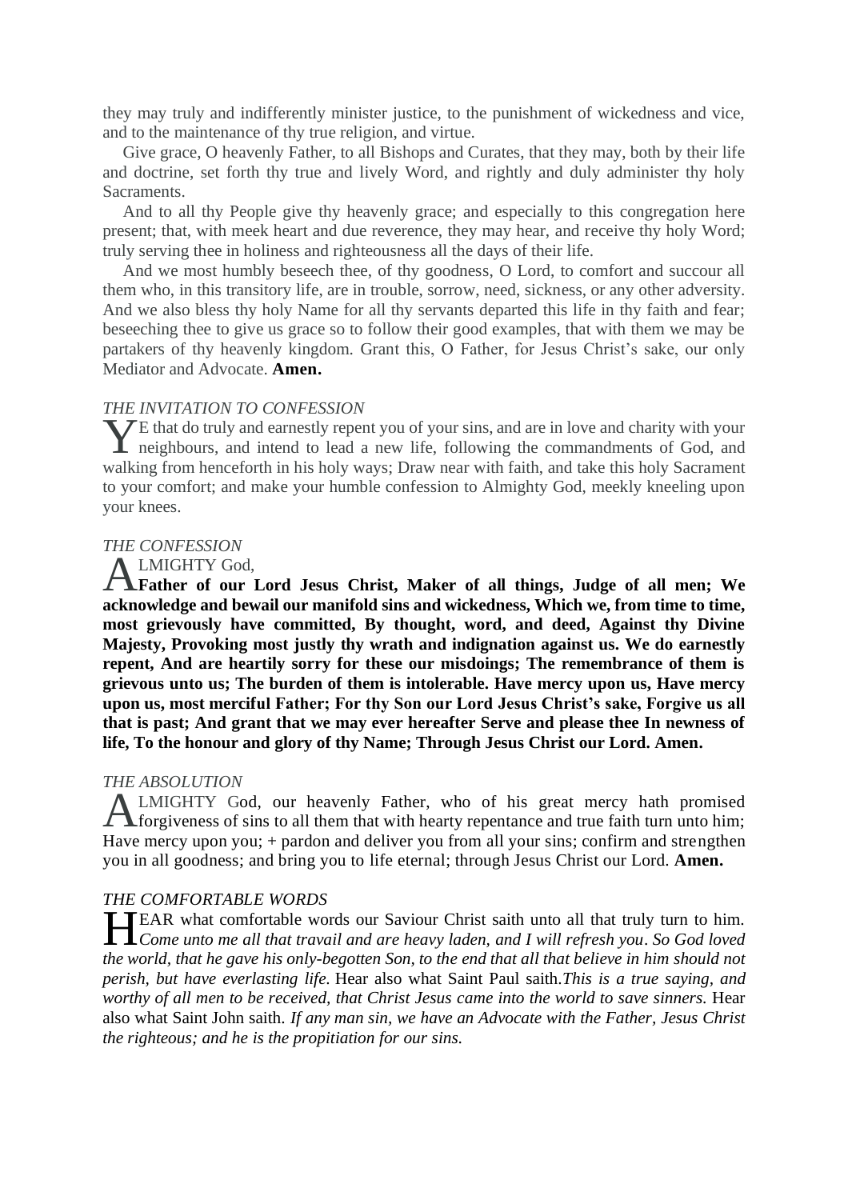they may truly and indifferently minister justice, to the punishment of wickedness and vice, and to the maintenance of thy true religion, and virtue.

Give grace, O heavenly Father, to all Bishops and Curates, that they may, both by their life and doctrine, set forth thy true and lively Word, and rightly and duly administer thy holy Sacraments.

And to all thy People give thy heavenly grace; and especially to this congregation here present; that, with meek heart and due reverence, they may hear, and receive thy holy Word; truly serving thee in holiness and righteousness all the days of their life.

And we most humbly beseech thee, of thy goodness, O Lord, to comfort and succour all them who, in this transitory life, are in trouble, sorrow, need, sickness, or any other adversity. And we also bless thy holy Name for all thy servants departed this life in thy faith and fear; beseeching thee to give us grace so to follow their good examples, that with them we may be partakers of thy heavenly kingdom. Grant this, O Father, for Jesus Christ's sake, our only Mediator and Advocate. **Amen.**

*THE INVITATION TO CONFESSION*

YE that do truly and earnestly repent you of your sins, and are in love and charity with your neighbours, and intend to lead a new life, following the commandments of God, and walking from henceforth in his holy ways; Draw near with faith, and take this holy Sacrament to your comfort; and make your humble confession to Almighty God, meekly kneeling upon your knees.

*THE CONFESSION*

ALMIGHTY God,
**Father of our Lord Jesus Christ, Maker of all things, Judge of all men; We acknowledge and bewail our manifold sins and wickedness, Which we, from time to time, most grievously have committed, By thought, word, and deed, Against thy Divine Majesty, Provoking most justly thy wrath and indignation against us. We do earnestly repent, And are heartily sorry for these our misdoings; The remembrance of them is grievous unto us; The burden of them is intolerable. Have mercy upon us, Have mercy upon us, most merciful Father; For thy Son our Lord Jesus Christ's sake, Forgive us all that is past; And grant that we may ever hereafter Serve and please thee In newness of life, To the honour and glory of thy Name; Through Jesus Christ our Lord. Amen.**

*THE ABSOLUTION*

ALMIGHTY God, our heavenly Father, who of his great mercy hath promised forgiveness of sins to all them that with hearty repentance and true faith turn unto him; Have mercy upon you; + pardon and deliver you from all your sins; confirm and strengthen you in all goodness; and bring you to life eternal; through Jesus Christ our Lord. **Amen.**

*THE COMFORTABLE WORDS*

HEAR what comfortable words our Saviour Christ saith unto all that truly turn to him. *Come unto me all that travail and are heavy laden, and I will refresh you. So God loved the world, that he gave his only-begotten Son, to the end that all that believe in him should not perish, but have everlasting life.* Hear also what Saint Paul saith.*This is a true saying, and worthy of all men to be received, that Christ Jesus came into the world to save sinners.* Hear also what Saint John saith. *If any man sin, we have an Advocate with the Father, Jesus Christ the righteous; and he is the propitiation for our sins.*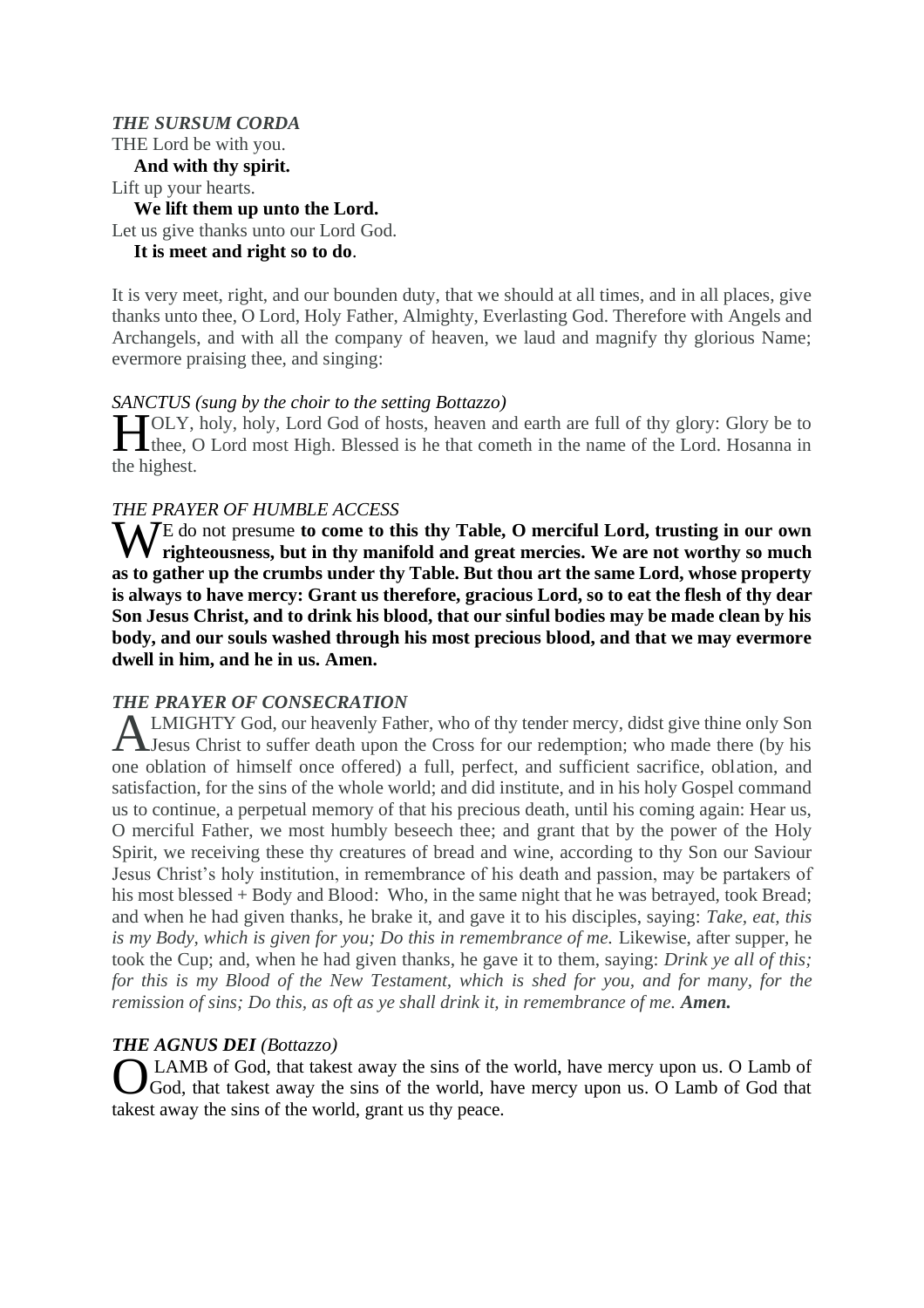***THE SURSUM CORDA***

THE Lord be with you.

**And with thy spirit.**

Lift up your hearts.

**We lift them up unto the Lord.**

Let us give thanks unto our Lord God.

**It is meet and right so to do**.

It is very meet, right, and our bounden duty, that we should at all times, and in all places, give thanks unto thee, O Lord, Holy Father, Almighty, Everlasting God. Therefore with Angels and Archangels, and with all the company of heaven, we laud and magnify thy glorious Name; evermore praising thee, and singing:

*SANCTUS (sung by the choir to the setting Bottazzo)*

HOLY, holy, holy, Lord God of hosts, heaven and earth are full of thy glory: Glory be to thee, O Lord most High. Blessed is he that cometh in the name of the Lord. Hosanna in the highest.

*THE PRAYER OF HUMBLE ACCESS*

WE do not presume **to come to this thy Table, O merciful Lord, trusting in our own righteousness, but in thy manifold and great mercies. We are not worthy so much as to gather up the crumbs under thy Table. But thou art the same Lord, whose property is always to have mercy: Grant us therefore, gracious Lord, so to eat the flesh of thy dear Son Jesus Christ, and to drink his blood, that our sinful bodies may be made clean by his body, and our souls washed through his most precious blood, and that we may evermore dwell in him, and he in us. Amen.**

***THE PRAYER OF CONSECRATION***

ALMIGHTY God, our heavenly Father, who of thy tender mercy, didst give thine only Son Jesus Christ to suffer death upon the Cross for our redemption; who made there (by his one oblation of himself once offered) a full, perfect, and sufficient sacrifice, oblation, and satisfaction, for the sins of the whole world; and did institute, and in his holy Gospel command us to continue, a perpetual memory of that his precious death, until his coming again: Hear us, O merciful Father, we most humbly beseech thee; and grant that by the power of the Holy Spirit, we receiving these thy creatures of bread and wine, according to thy Son our Saviour Jesus Christ's holy institution, in remembrance of his death and passion, may be partakers of his most blessed + Body and Blood: Who, in the same night that he was betrayed, took Bread; and when he had given thanks, he brake it, and gave it to his disciples, saying: *Take, eat, this is my Body, which is given for you; Do this in remembrance of me.* Likewise, after supper, he took the Cup; and, when he had given thanks, he gave it to them, saying: *Drink ye all of this; for this is my Blood of the New Testament, which is shed for you, and for many, for the remission of sins; Do this, as oft as ye shall drink it, in remembrance of me.* ***Amen.***

***THE AGNUS DEI** (Bottazzo)*

O LAMB of God, that takest away the sins of the world, have mercy upon us. O Lamb of God, that takest away the sins of the world, have mercy upon us. O Lamb of God that takest away the sins of the world, grant us thy peace.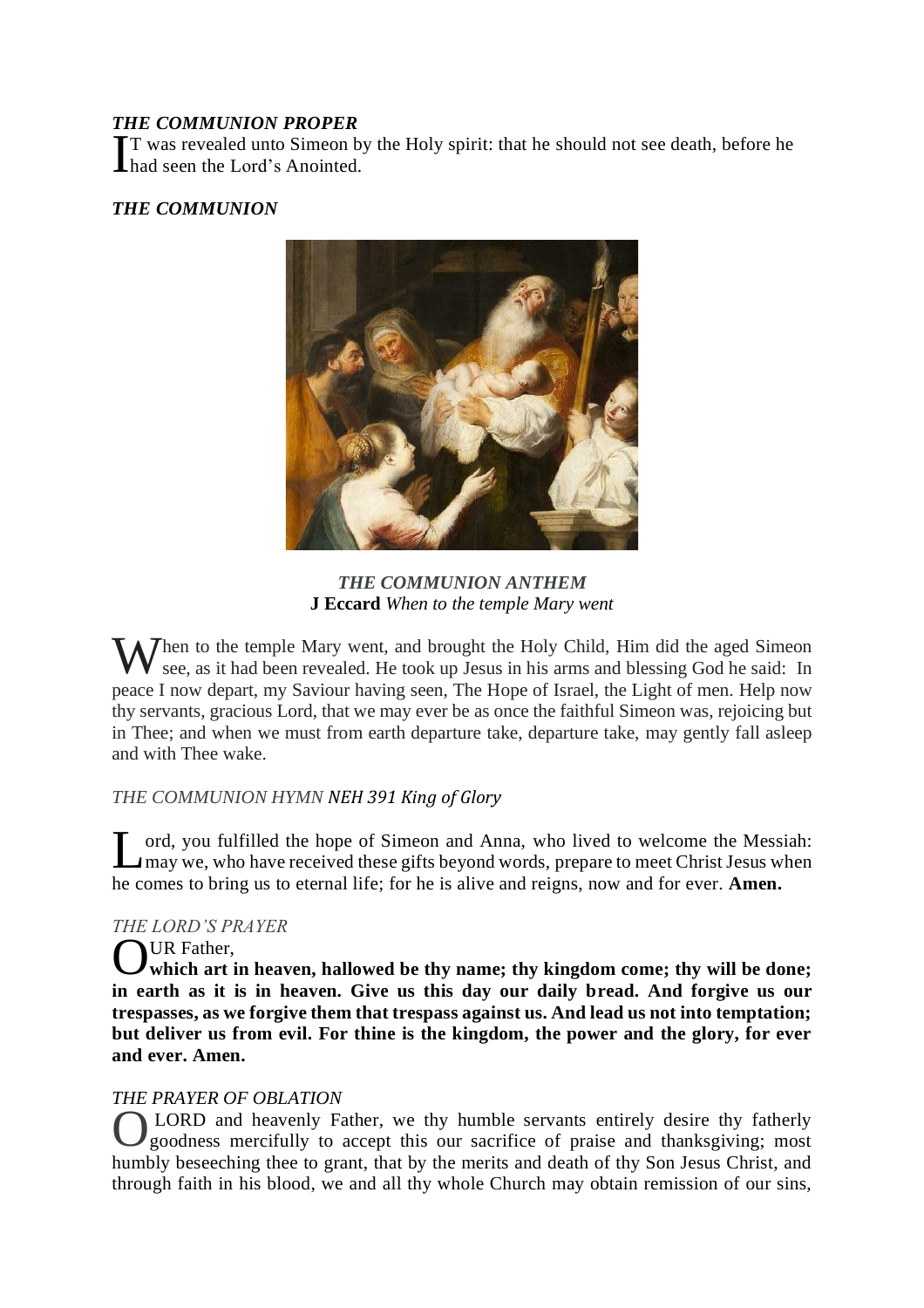***THE COMMUNION PROPER***

IT was revealed unto Simeon by the Holy spirit: that he should not see death, before he had seen the Lord's Anointed.

***THE COMMUNION***

***THE COMMUNION ANTHEM***
**J Eccard** *When to the temple Mary went*

When to the temple Mary went, and brought the Holy Child, Him did the aged Simeon see, as it had been revealed. He took up Jesus in his arms and blessing God he said: In peace I now depart, my Saviour having seen, The Hope of Israel, the Light of men. Help now thy servants, gracious Lord, that we may ever be as once the faithful Simeon was, rejoicing but in Thee; and when we must from earth departure take, departure take, may gently fall asleep and with Thee wake.

*THE COMMUNION HYMN NEH 391 King of Glory*

Lord, you fulfilled the hope of Simeon and Anna, who lived to welcome the Messiah: may we, who have received these gifts beyond words, prepare to meet Christ Jesus when he comes to bring us to eternal life; for he is alive and reigns, now and for ever. **Amen.**

*THE LORD'S PRAYER*

OUR Father,
**which art in heaven, hallowed be thy name; thy kingdom come; thy will be done; in earth as it is in heaven. Give us this day our daily bread. And forgive us our trespasses, as we forgive them that trespass against us. And lead us not into temptation; but deliver us from evil. For thine is the kingdom, the power and the glory, for ever and ever. Amen.**

*THE PRAYER OF OBLATION*

O LORD and heavenly Father, we thy humble servants entirely desire thy fatherly goodness mercifully to accept this our sacrifice of praise and thanksgiving; most humbly beseeching thee to grant, that by the merits and death of thy Son Jesus Christ, and through faith in his blood, we and all thy whole Church may obtain remission of our sins,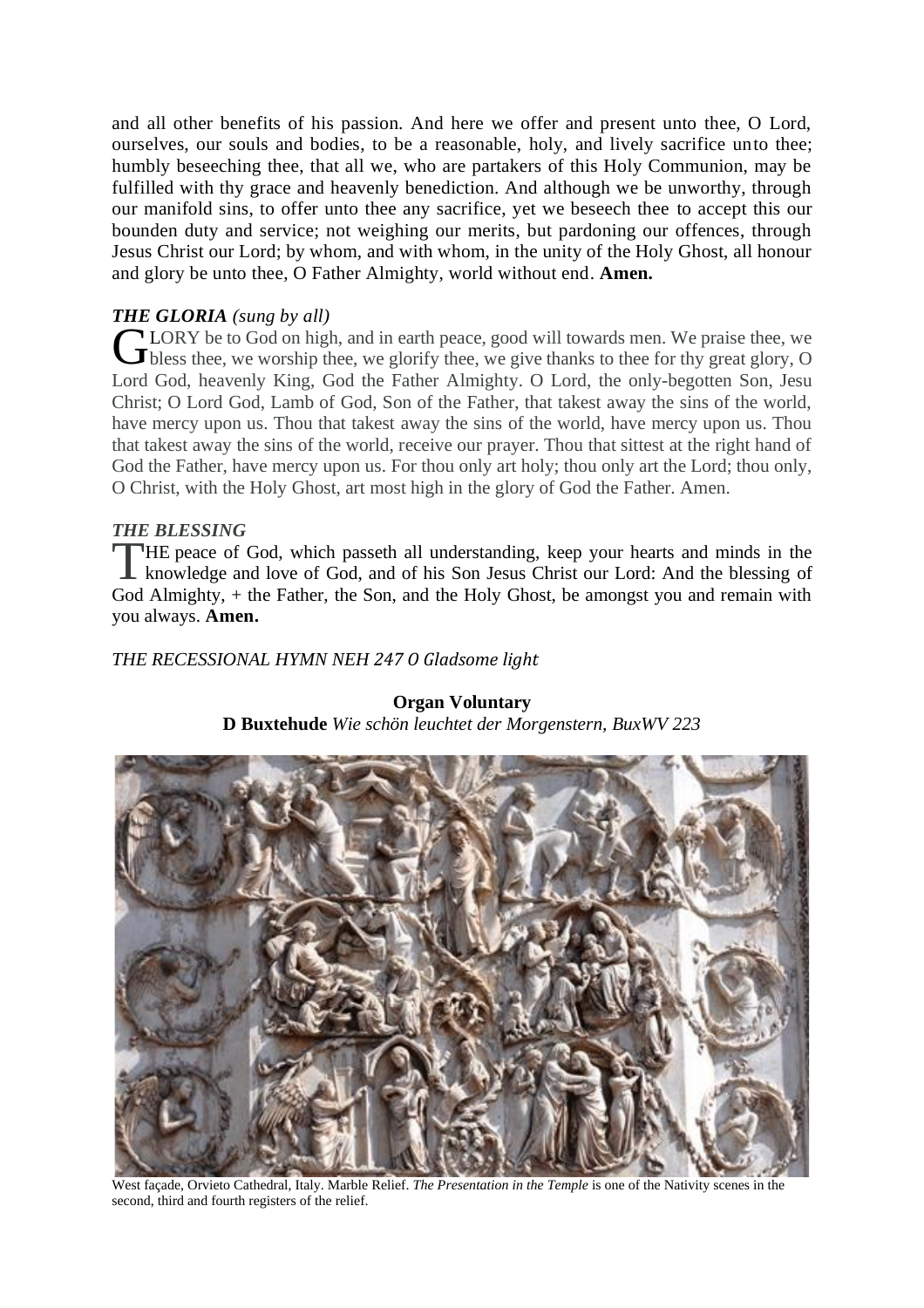and all other benefits of his passion. And here we offer and present unto thee, O Lord, ourselves, our souls and bodies, to be a reasonable, holy, and lively sacrifice unto thee; humbly beseeching thee, that all we, who are partakers of this Holy Communion, may be fulfilled with thy grace and heavenly benediction. And although we be unworthy, through our manifold sins, to offer unto thee any sacrifice, yet we beseech thee to accept this our bounden duty and service; not weighing our merits, but pardoning our offences, through Jesus Christ our Lord; by whom, and with whom, in the unity of the Holy Ghost, all honour and glory be unto thee, O Father Almighty, world without end. **Amen.**

***THE GLORIA*** *(sung by all)*

GLORY be to God on high, and in earth peace, good will towards men. We praise thee, we bless thee, we worship thee, we glorify thee, we give thanks to thee for thy great glory, O Lord God, heavenly King, God the Father Almighty. O Lord, the only-begotten Son, Jesu Christ; O Lord God, Lamb of God, Son of the Father, that takest away the sins of the world, have mercy upon us. Thou that takest away the sins of the world, have mercy upon us. Thou that takest away the sins of the world, receive our prayer. Thou that sittest at the right hand of God the Father, have mercy upon us. For thou only art holy; thou only art the Lord; thou only, O Christ, with the Holy Ghost, art most high in the glory of God the Father. Amen.

***THE BLESSING***

THE peace of God, which passeth all understanding, keep your hearts and minds in the knowledge and love of God, and of his Son Jesus Christ our Lord: And the blessing of God Almighty, + the Father, the Son, and the Holy Ghost, be amongst you and remain with you always. **Amen.**

*THE RECESSIONAL HYMN NEH 247 O Gladsome light*

**Organ Voluntary**

**D Buxtehude** *Wie schön leuchtet der Morgenstern, BuxWV 223*

West façade, Orvieto Cathedral, Italy. Marble Relief. *The Presentation in the Temple* is one of the Nativity scenes in the second, third and fourth registers of the relief.